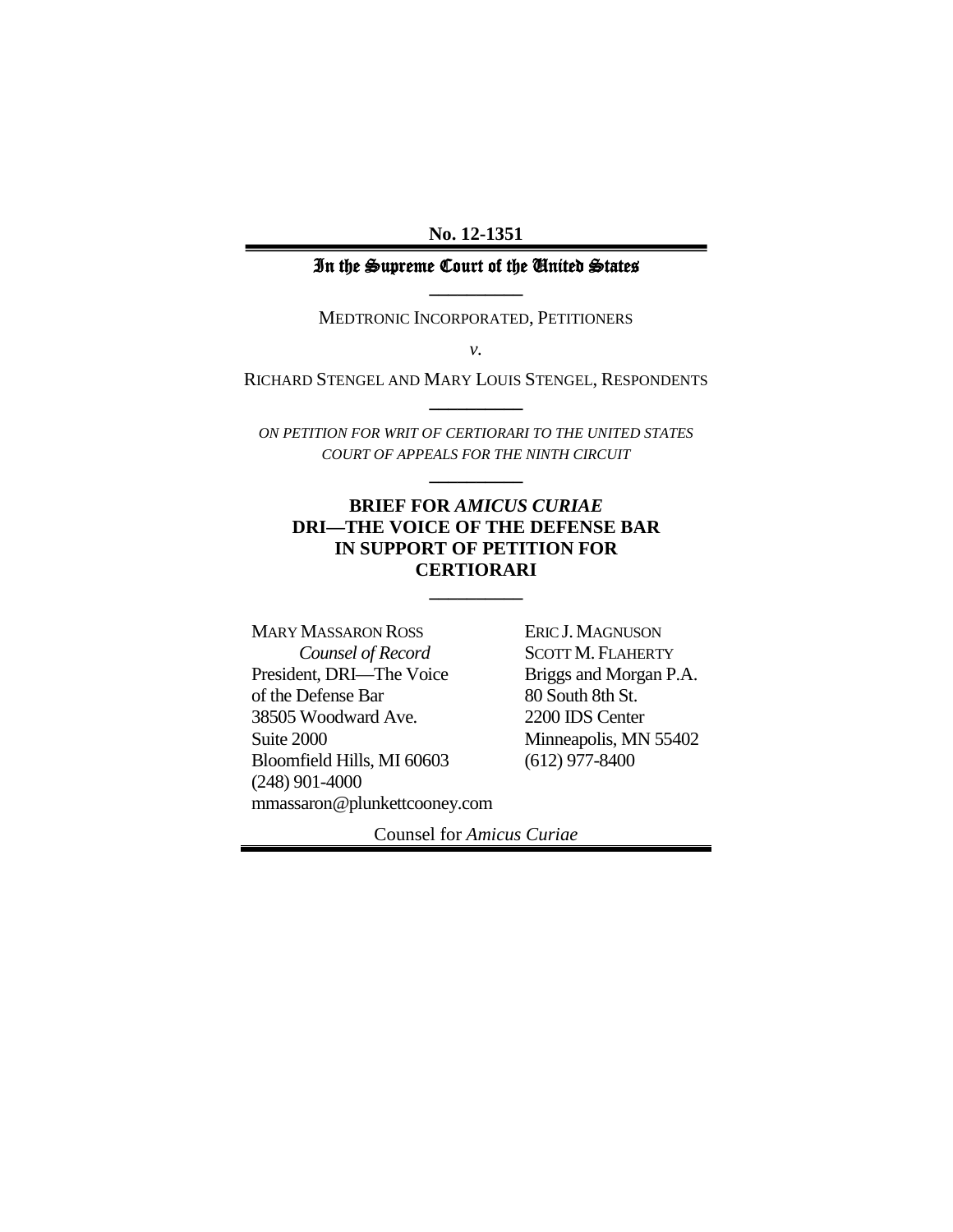**No. 12-1351**

# In the Supreme Court of the United States

---

MEDTRONIC INCORPORATED, PETITIONERS

*v.*

RICHARD STENGEL AND MARY LOUIS STENGEL, RESPONDENTS

---

*ON PETITION FOR WRIT OF CERTIORARI TO THE UNITED STATES COURT OF APPEALS FOR THE NINTH CIRCUIT*

---

## BRIEF FOR *AMICUS CURIAE* DRI—THE VOICE OF THE DEFENSE BAR IN SUPPORT OF PETITION FOR CERTIORARI

---

MARY MASSARON ROSS
*Counsel of Record*
President, DRI—The Voice of the Defense Bar
38505 Woodward Ave.
Suite 2000
Bloomfield Hills, MI 60603
(248) 901-4000
mmassaron@plunkettcooney.com

ERIC J. MAGNUSON
SCOTT M. FLAHERTY
Briggs and Morgan P.A.
80 South 8th St.
2200 IDS Center
Minneapolis, MN 55402
(612) 977-8400

Counsel for *Amicus Curiae*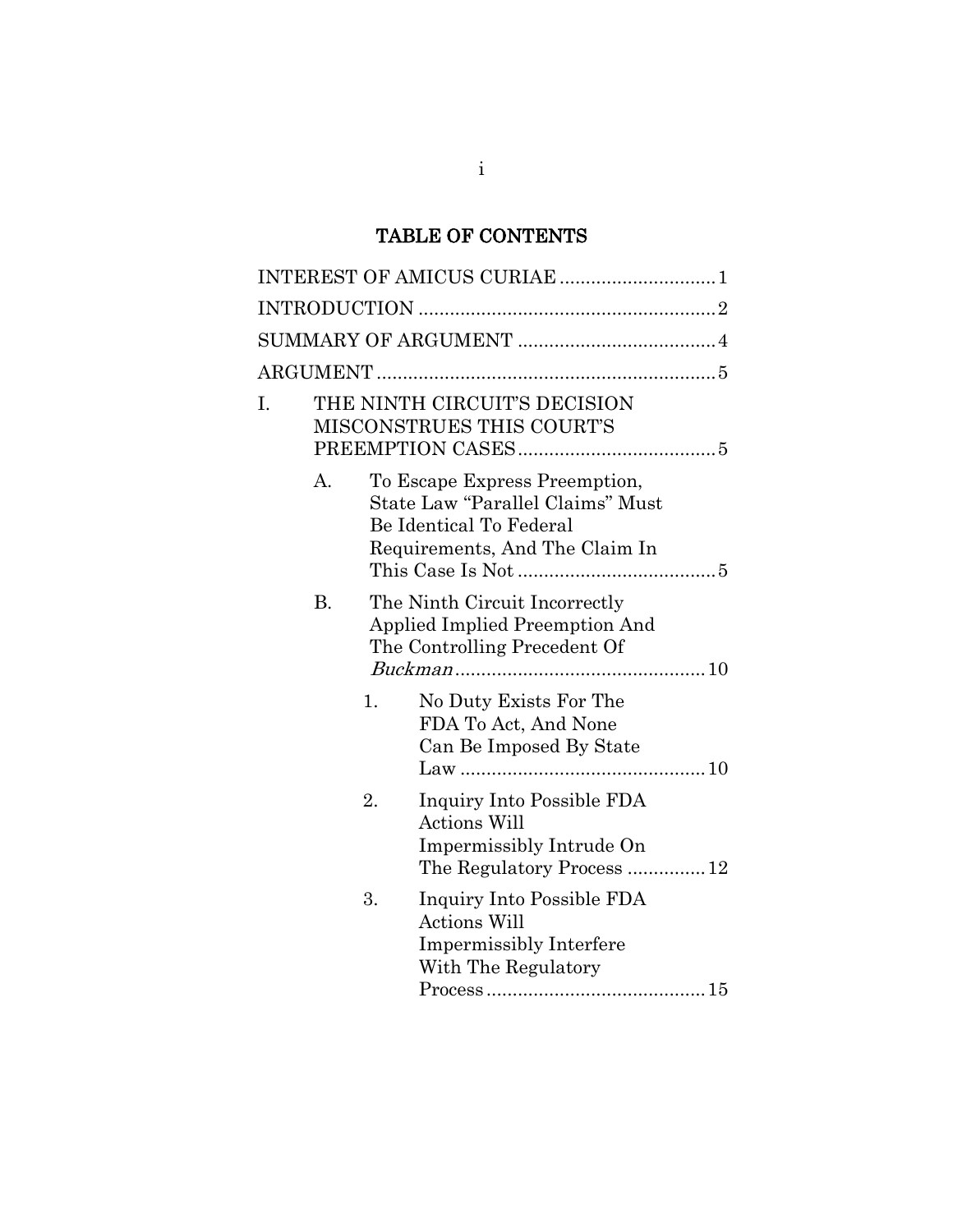# TABLE OF CONTENTS

INTERESTOF AMICUS CURIAE .............................1

INTRODUCTION ........................................................2

SUMMARY OF ARGUMENT ......................................4

ARGUMENT ................................................................5

I. THE NINTH CIRCUIT'S DECISION MISCONSTRUES THIS COURT'S PREEMPTION CASES......................................5

   A. To Escape Express Preemption, State Law "Parallel Claims" Must Be Identical To Federal Requirements, And The Claim In This Case Is Not ......................................5

   B. The Ninth Circuit Incorrectly Applied Implied Preemption And The Controlling Precedent Of *Buckman*................................................10

      1. No Duty Exists For The FDA To Act, And None Can Be Imposed By State Law ...............................................10

      2. Inquiry Into Possible FDA Actions Will Impermissibly Intrude On The Regulatory Process ...............12

      3. Inquiry Into Possible FDA Actions Will Impermissibly Interfere With The Regulatory Process..........................................15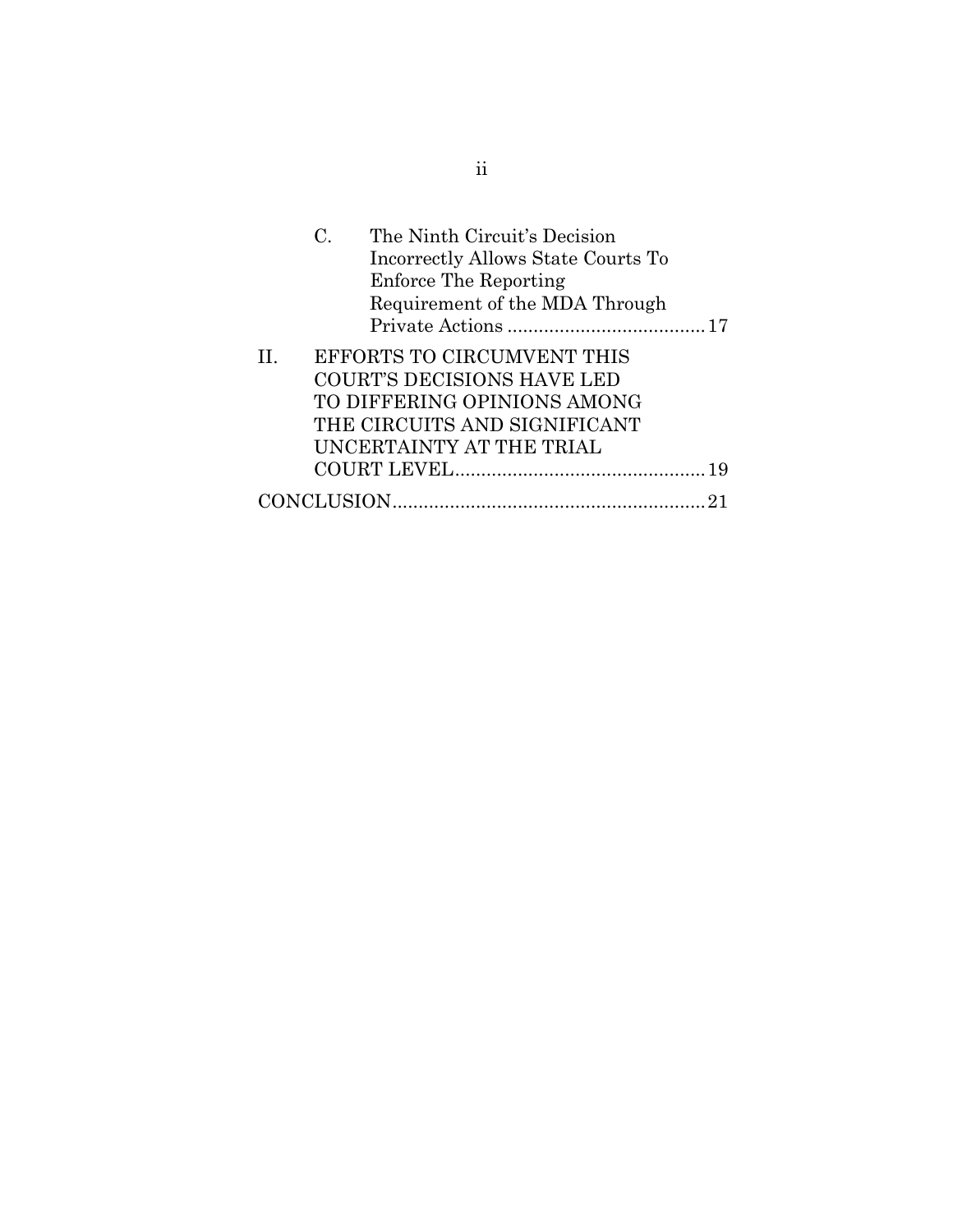C. The Ninth Circuit's Decision Incorrectly Allows State Courts To Enforce The Reporting Requirement of the MDA Through Private Actions ..................................... 17

II. EFFORTS TO CIRCUMVENT THIS COURT'S DECISIONS HAVE LED TO DIFFERING OPINIONS AMONG THE CIRCUITS AND SIGNIFICANT UNCERTAINTY AT THE TRIAL COURT LEVEL ................................................ 19

CONCLUSION ............................................................ 21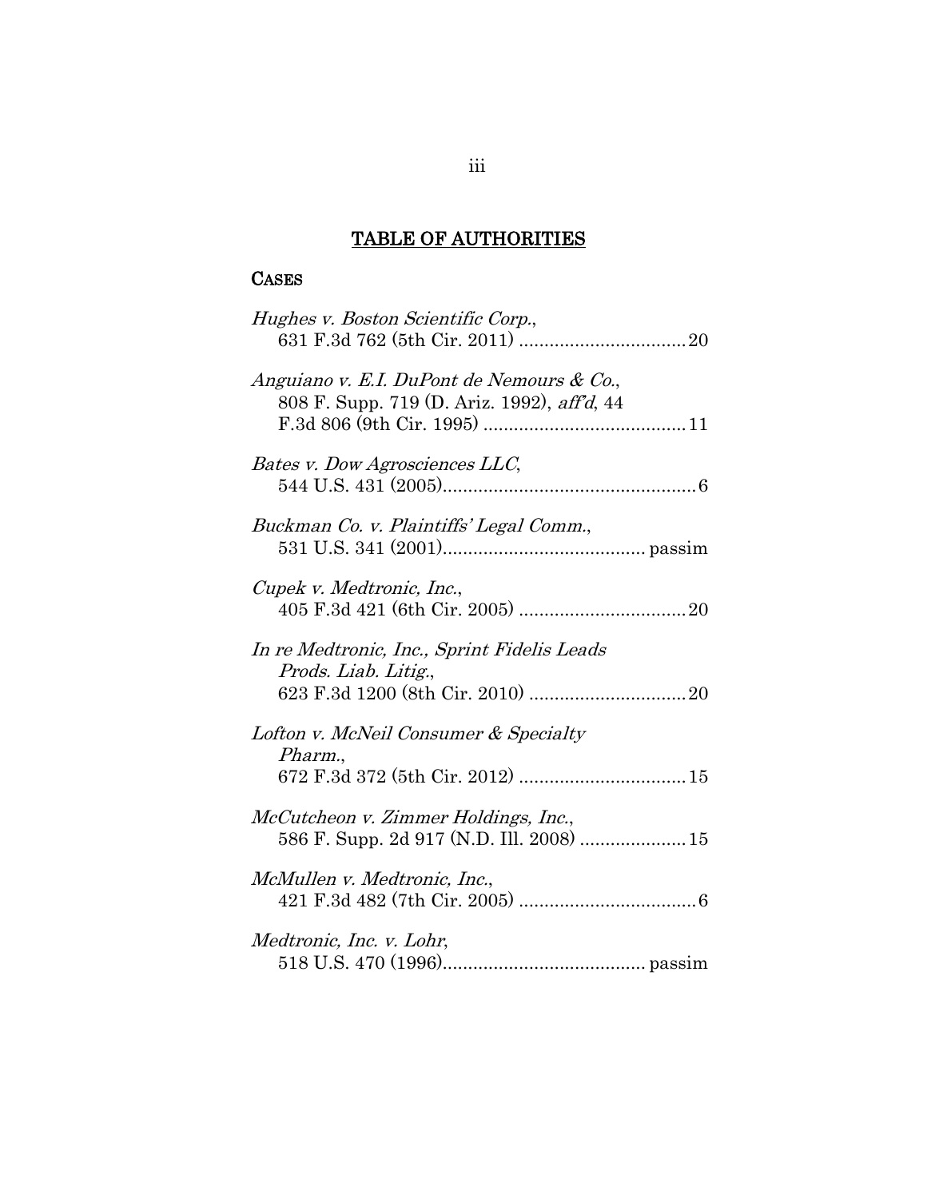## TABLE OF AUTHORITIES

### CASES

*Hughes v. Boston Scientific Corp.*, 631 F.3d 762 (5th Cir. 2011) ................................ 20

*Anguiano v. E.I. DuPont de Nemours & Co.*, 808 F. Supp. 719 (D. Ariz. 1992), *aff'd*, 44 F.3d 806 (9th Cir. 1995) ....................................... 11

*Bates v. Dow Agrosciences LLC*, 544 U.S. 431 (2005)................................................. 6

*Buckman Co. v. Plaintiffs' Legal Comm.*, 531 U.S. 341 (2001)....................................... passim

*Cupek v. Medtronic, Inc.*, 405 F.3d 421 (6th Cir. 2005) ................................ 20

*In re Medtronic, Inc., Sprint Fidelis Leads Prods. Liab. Litig.*, 623 F.3d 1200 (8th Cir. 2010) .............................. 20

*Lofton v. McNeil Consumer & Specialty Pharm.*, 672 F.3d 372 (5th Cir. 2012) ................................ 15

*McCutcheon v. Zimmer Holdings, Inc.*, 586 F. Supp. 2d 917 (N.D. Ill. 2008) .................... 15

*McMullen v. Medtronic, Inc.*, 421 F.3d 482 (7th Cir. 2005) .................................. 6

*Medtronic, Inc. v. Lohr*, 518 U.S. 470 (1996)....................................... passim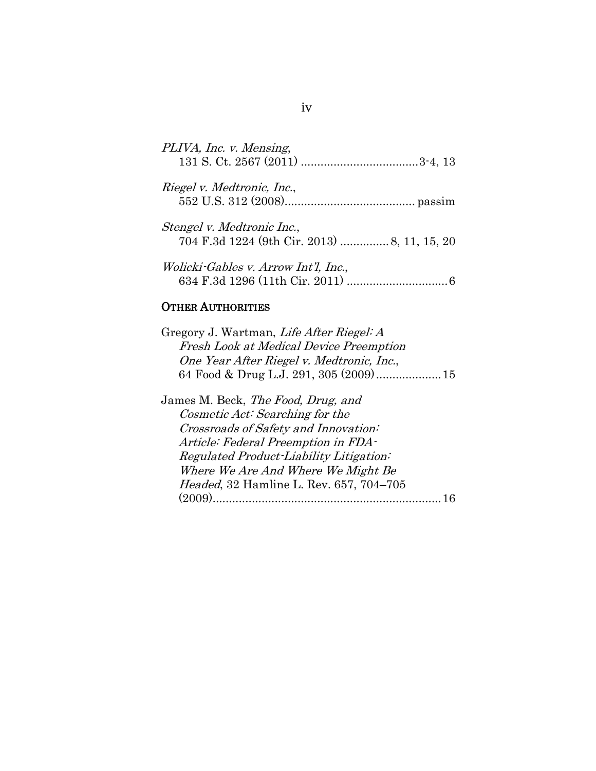*PLIVA, Inc. v. Mensing*,
131 S. Ct. 2567 (2011) ....................................3-4, 13

*Riegel v. Medtronic, Inc.*,
552 U.S. 312 (2008)........................................ passim

*Stengel v. Medtronic Inc.*,
704 F.3d 1224 (9th Cir. 2013) ............... 8, 11, 15, 20

*Wolicki-Gables v. Arrow Int'l, Inc.*,
634 F.3d 1296 (11th Cir. 2011) ............................... 6

## OTHER AUTHORITIES

Gregory J. Wartman, *Life After Riegel: A Fresh Look at Medical Device Preemption One Year After Riegel v. Medtronic, Inc.*, 64 Food & Drug L.J. 291, 305 (2009).................... 15

James M. Beck, *The Food, Drug, and Cosmetic Act: Searching for the Crossroads of Safety and Innovation: Article: Federal Preemption in FDA-Regulated Product-Liability Litigation: Where We Are And Where We Might Be Headed*, 32 Hamline L. Rev. 657, 704–705 (2009)...................................................................... 16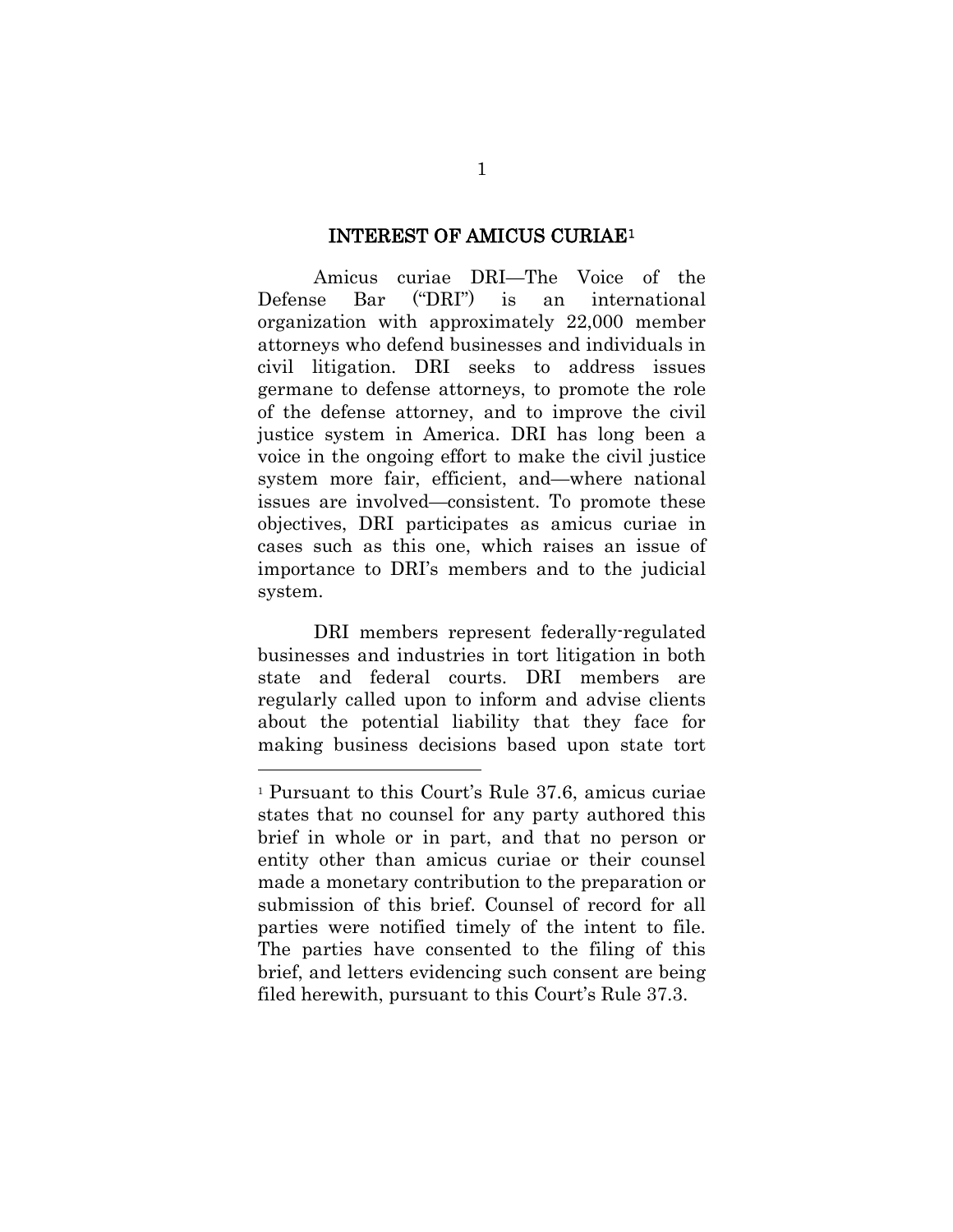## INTEREST OF AMICUS CURIAE[1]

Amicus curiae DRI—The Voice of the Defense Bar ("DRI") is an international organization with approximately 22,000 member attorneys who defend businesses and individuals in civil litigation. DRI seeks to address issues germane to defense attorneys, to promote the role of the defense attorney, and to improve the civil justice system in America. DRI has long been a voice in the ongoing effort to make the civil justice system more fair, efficient, and—where national issues are involved—consistent. To promote these objectives, DRI participates as amicus curiae in cases such as this one, which raises an issue of importance to DRI's members and to the judicial system.

DRI members represent federally-regulated businesses and industries in tort litigation in both state and federal courts. DRI members are regularly called upon to inform and advise clients about the potential liability that they face for making business decisions based upon state tort

---

[1] Pursuant to this Court's Rule 37.6, amicus curiae states that no counsel for any party authored this brief in whole or in part, and that no person or entity other than amicus curiae or their counsel made a monetary contribution to the preparation or submission of this brief. Counsel of record for all parties were notified timely of the intent to file. The parties have consented to the filing of this brief, and letters evidencing such consent are being filed herewith, pursuant to this Court's Rule 37.3.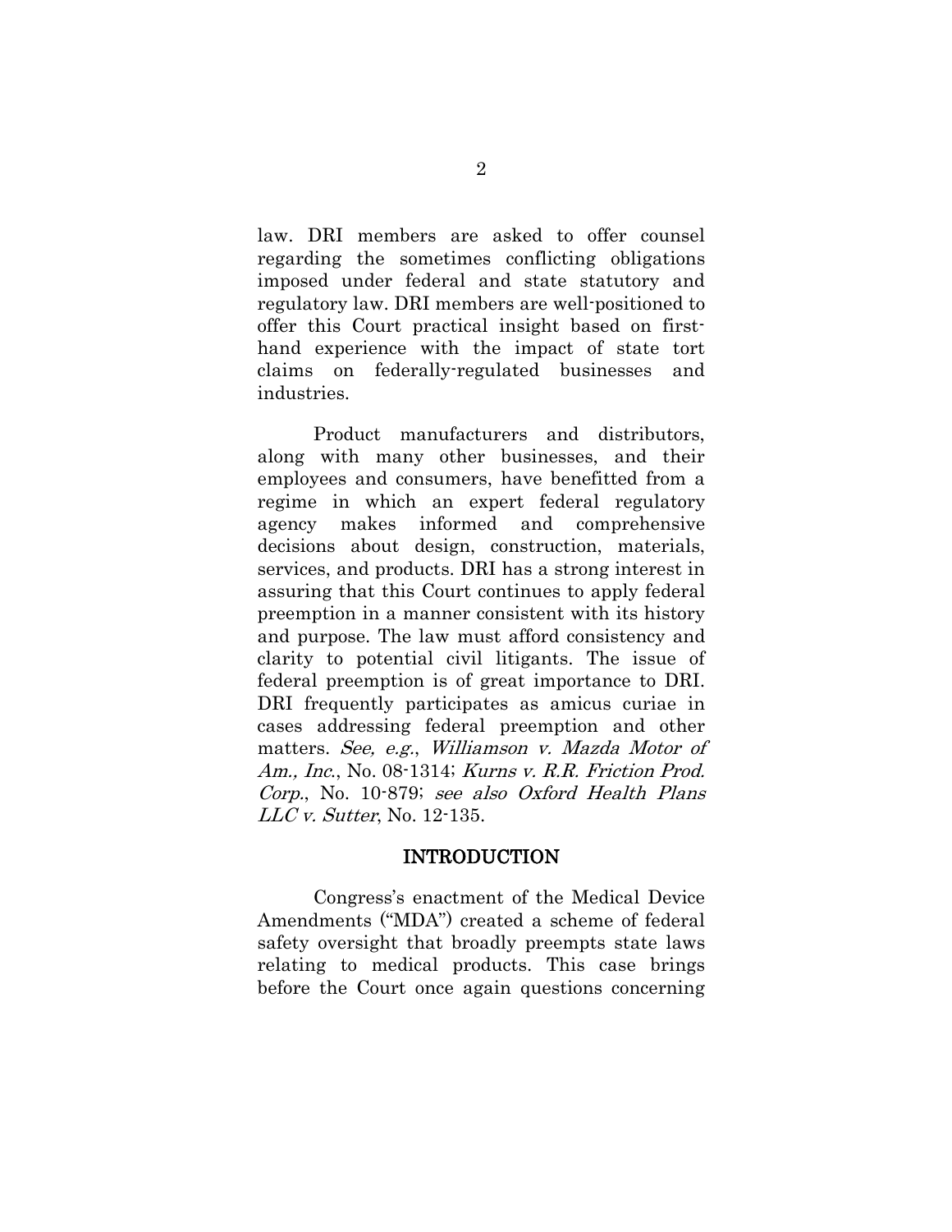law. DRI members are asked to offer counsel regarding the sometimes conflicting obligations imposed under federal and state statutory and regulatory law. DRI members are well-positioned to offer this Court practical insight based on first-hand experience with the impact of state tort claims on federally-regulated businesses and industries.

Product manufacturers and distributors, along with many other businesses, and their employees and consumers, have benefitted from a regime in which an expert federal regulatory agency makes informed and comprehensive decisions about design, construction, materials, services, and products. DRI has a strong interest in assuring that this Court continues to apply federal preemption in a manner consistent with its history and purpose. The law must afford consistency and clarity to potential civil litigants. The issue of federal preemption is of great importance to DRI. DRI frequently participates as amicus curiae in cases addressing federal preemption and other matters. *See, e.g.*, *Williamson v. Mazda Motor of Am., Inc.*, No. 08-1314; *Kurns v. R.R. Friction Prod. Corp.*, No. 10-879; *see also Oxford Health Plans LLC v. Sutter*, No. 12-135.

## INTRODUCTION

Congress's enactment of the Medical Device Amendments ("MDA") created a scheme of federal safety oversight that broadly preempts state laws relating to medical products. This case brings before the Court once again questions concerning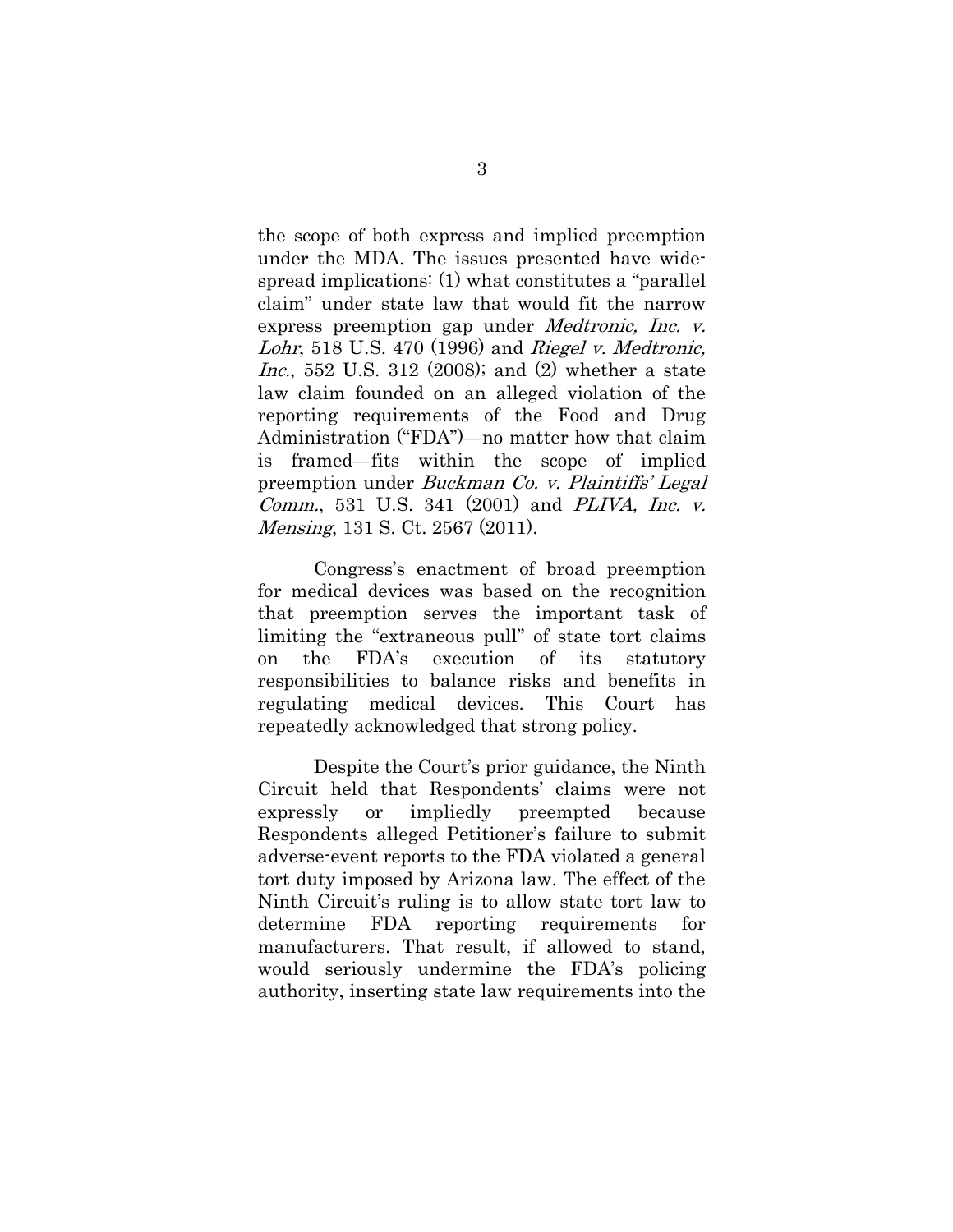the scope of both express and implied preemption under the MDA. The issues presented have widespread implications: (1) what constitutes a "parallel claim" under state law that would fit the narrow express preemption gap under *Medtronic, Inc. v. Lohr*, 518 U.S. 470 (1996) and *Riegel v. Medtronic, Inc.*, 552 U.S. 312 (2008); and (2) whether a state law claim founded on an alleged violation of the reporting requirements of the Food and Drug Administration ("FDA")—no matter how that claim is framed—fits within the scope of implied preemption under *Buckman Co. v. Plaintiffs' Legal Comm.*, 531 U.S. 341 (2001) and *PLIVA, Inc. v. Mensing*, 131 S. Ct. 2567 (2011).

Congress's enactment of broad preemption for medical devices was based on the recognition that preemption serves the important task of limiting the "extraneous pull" of state tort claims on the FDA's execution of its statutory responsibilities to balance risks and benefits in regulating medical devices. This Court has repeatedly acknowledged that strong policy.

Despite the Court's prior guidance, the Ninth Circuit held that Respondents' claims were not expressly or impliedly preempted because Respondents alleged Petitioner's failure to submit adverse-event reports to the FDA violated a general tort duty imposed by Arizona law. The effect of the Ninth Circuit's ruling is to allow state tort law to determine FDA reporting requirements for manufacturers. That result, if allowed to stand, would seriously undermine the FDA's policing authority, inserting state law requirements into the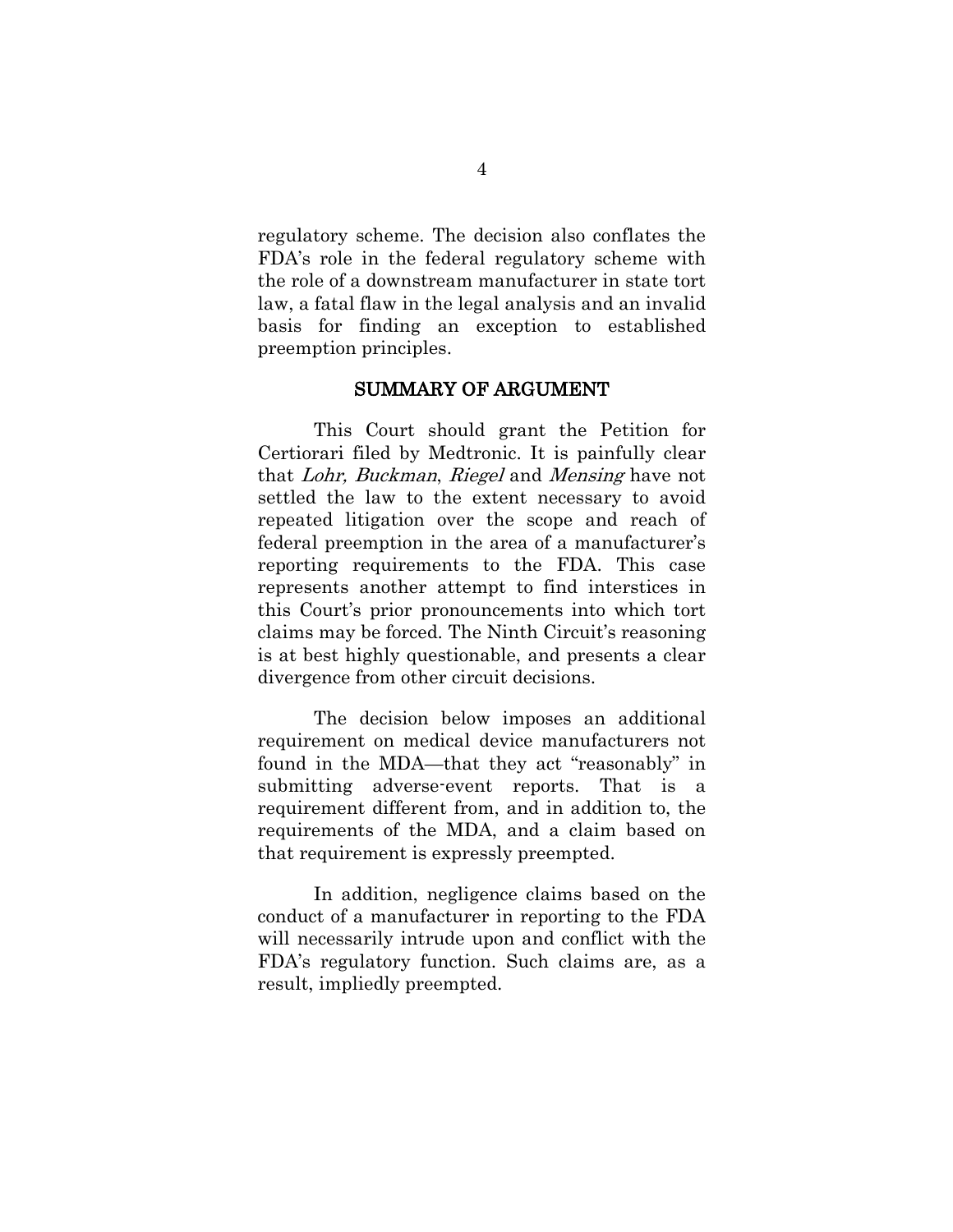regulatory scheme. The decision also conflates the FDA's role in the federal regulatory scheme with the role of a downstream manufacturer in state tort law, a fatal flaw in the legal analysis and an invalid basis for finding an exception to established preemption principles.

## SUMMARY OF ARGUMENT

This Court should grant the Petition for Certiorari filed by Medtronic. It is painfully clear that *Lohr, Buckman*, *Riegel* and *Mensing* have not settled the law to the extent necessary to avoid repeated litigation over the scope and reach of federal preemption in the area of a manufacturer's reporting requirements to the FDA. This case represents another attempt to find interstices in this Court's prior pronouncements into which tort claims may be forced. The Ninth Circuit's reasoning is at best highly questionable, and presents a clear divergence from other circuit decisions.

The decision below imposes an additional requirement on medical device manufacturers not found in the MDA—that they act "reasonably" in submitting adverse-event reports. That is a requirement different from, and in addition to, the requirements of the MDA, and a claim based on that requirement is expressly preempted.

In addition, negligence claims based on the conduct of a manufacturer in reporting to the FDA will necessarily intrude upon and conflict with the FDA's regulatory function. Such claims are, as a result, impliedly preempted.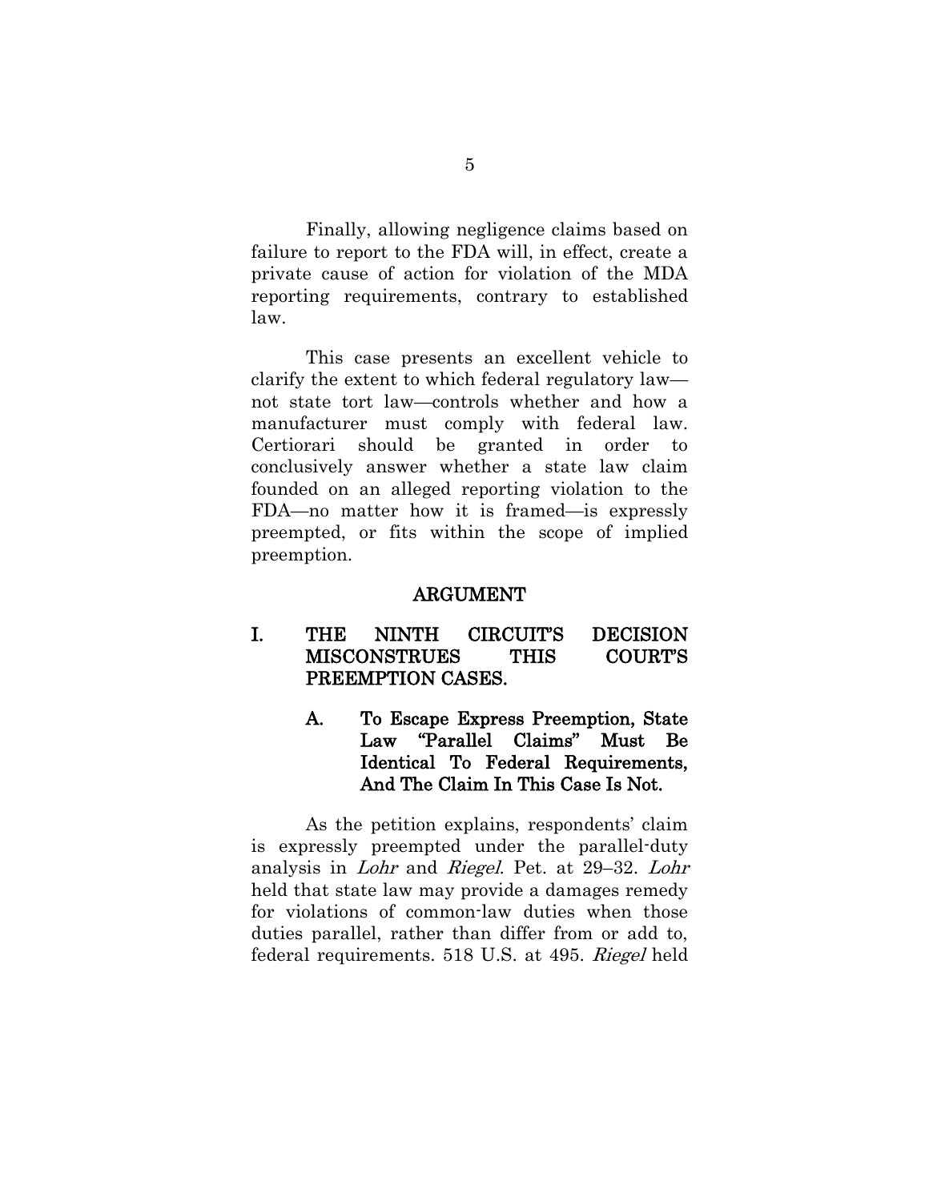Finally, allowing negligence claims based on failure to report to the FDA will, in effect, create a private cause of action for violation of the MDA reporting requirements, contrary to established law.

This case presents an excellent vehicle to clarify the extent to which federal regulatory law—not state tort law—controls whether and how a manufacturer must comply with federal law. Certiorari should be granted in order to conclusively answer whether a state law claim founded on an alleged reporting violation to the FDA—no matter how it is framed—is expressly preempted, or fits within the scope of implied preemption.

## ARGUMENT

### I. THE NINTH CIRCUIT'S DECISION MISCONSTRUES THIS COURT'S PREEMPTION CASES.

#### A. To Escape Express Preemption, State Law "Parallel Claims" Must Be Identical To Federal Requirements, And The Claim In This Case Is Not.

As the petition explains, respondents' claim is expressly preempted under the parallel-duty analysis in *Lohr* and *Riegel*. Pet. at 29–32. *Lohr* held that state law may provide a damages remedy for violations of common-law duties when those duties parallel, rather than differ from or add to, federal requirements. 518 U.S. at 495. *Riegel* held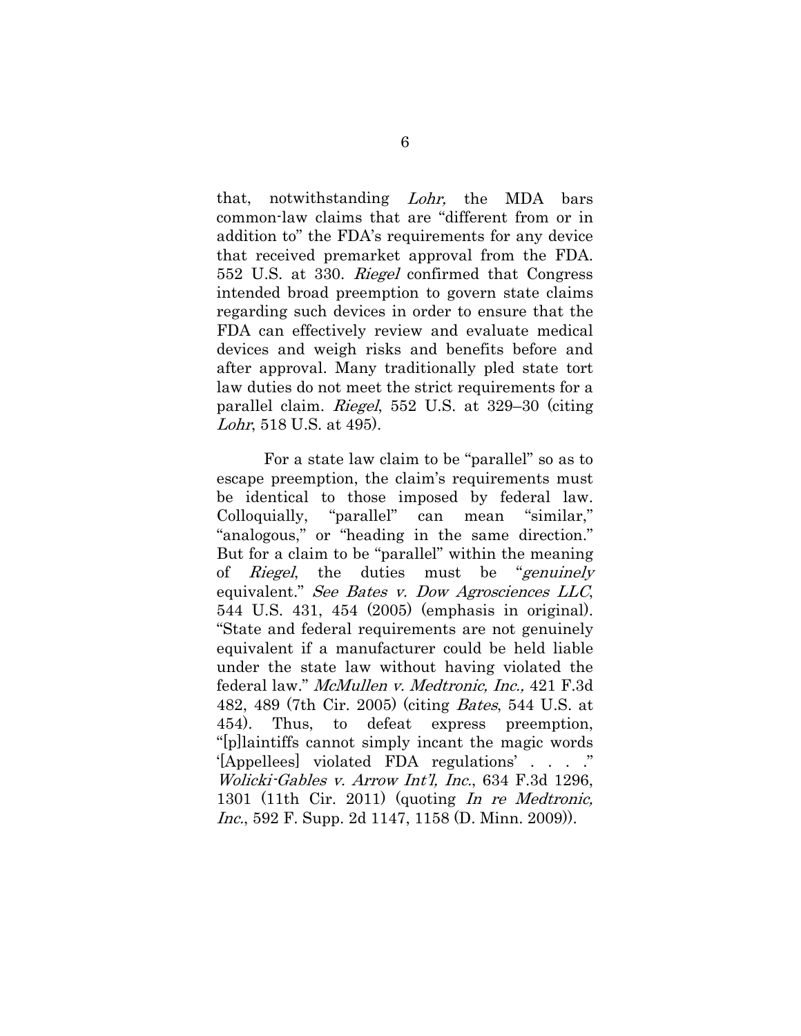that, notwithstanding *Lohr,* the MDA bars common-law claims that are "different from or in addition to" the FDA's requirements for any device that received premarket approval from the FDA. 552 U.S. at 330. *Riegel* confirmed that Congress intended broad preemption to govern state claims regarding such devices in order to ensure that the FDA can effectively review and evaluate medical devices and weigh risks and benefits before and after approval. Many traditionally pled state tort law duties do not meet the strict requirements for a parallel claim. *Riegel*, 552 U.S. at 329–30 (citing *Lohr*, 518 U.S. at 495).

For a state law claim to be "parallel" so as to escape preemption, the claim's requirements must be identical to those imposed by federal law. Colloquially, "parallel" can mean "similar," "analogous," or "heading in the same direction." But for a claim to be "parallel" within the meaning of *Riegel*, the duties must be "*genuinely* equivalent." *See Bates v. Dow Agrosciences LLC*, 544 U.S. 431, 454 (2005) (emphasis in original). "State and federal requirements are not genuinely equivalent if a manufacturer could be held liable under the state law without having violated the federal law." *McMullen v. Medtronic, Inc.,* 421 F.3d 482, 489 (7th Cir. 2005) (citing *Bates*, 544 U.S. at 454). Thus, to defeat express preemption, "[p]laintiffs cannot simply incant the magic words '[Appellees] violated FDA regulations' . . . ." *Wolicki-Gables v. Arrow Int'l, Inc.*, 634 F.3d 1296, 1301 (11th Cir. 2011) (quoting *In re Medtronic, Inc.*, 592 F. Supp. 2d 1147, 1158 (D. Minn. 2009)).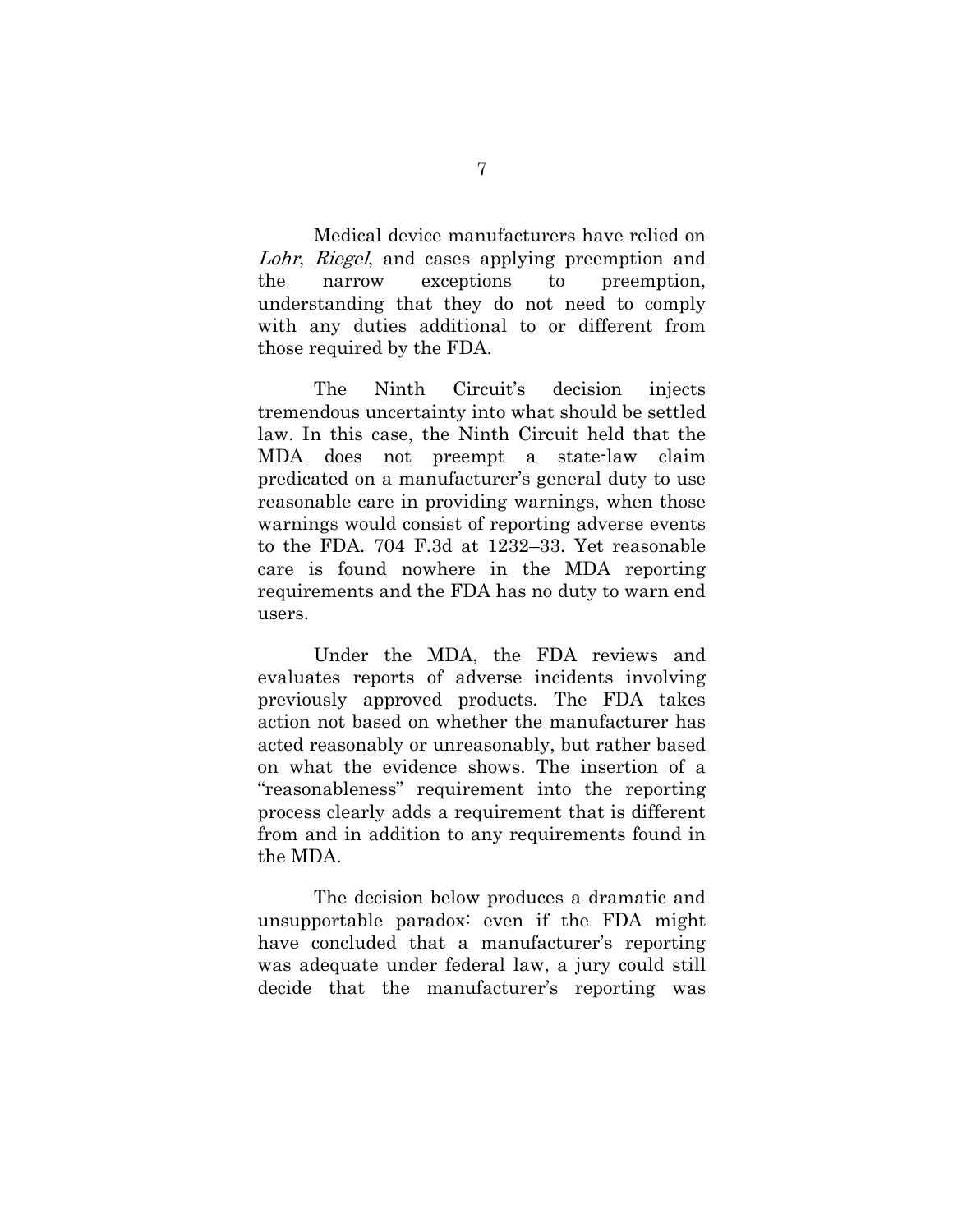Medical device manufacturers have relied on *Lohr*, *Riegel*, and cases applying preemption and the narrow exceptions to preemption, understanding that they do not need to comply with any duties additional to or different from those required by the FDA.

The Ninth Circuit's decision injects tremendous uncertainty into what should be settled law. In this case, the Ninth Circuit held that the MDA does not preempt a state-law claim predicated on a manufacturer's general duty to use reasonable care in providing warnings, when those warnings would consist of reporting adverse events to the FDA. 704 F.3d at 1232–33. Yet reasonable care is found nowhere in the MDA reporting requirements and the FDA has no duty to warn end users.

Under the MDA, the FDA reviews and evaluates reports of adverse incidents involving previously approved products. The FDA takes action not based on whether the manufacturer has acted reasonably or unreasonably, but rather based on what the evidence shows. The insertion of a "reasonableness" requirement into the reporting process clearly adds a requirement that is different from and in addition to any requirements found in the MDA.

The decision below produces a dramatic and unsupportable paradox: even if the FDA might have concluded that a manufacturer's reporting was adequate under federal law, a jury could still decide that the manufacturer's reporting was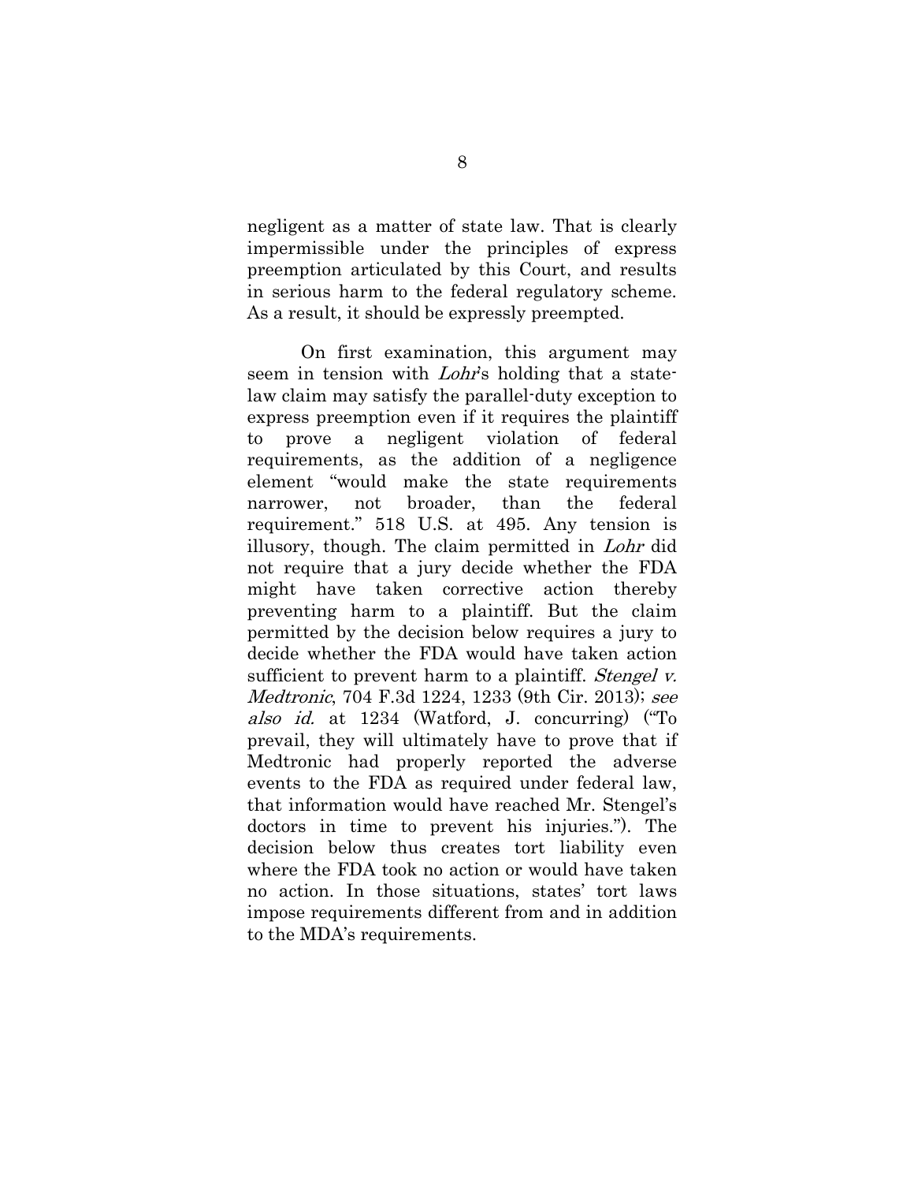negligent as a matter of state law. That is clearly impermissible under the principles of express preemption articulated by this Court, and results in serious harm to the federal regulatory scheme. As a result, it should be expressly preempted.

On first examination, this argument may seem in tension with *Lohr*'s holding that a state-law claim may satisfy the parallel-duty exception to express preemption even if it requires the plaintiff to prove a negligent violation of federal requirements, as the addition of a negligence element "would make the state requirements narrower, not broader, than the federal requirement." 518 U.S. at 495. Any tension is illusory, though. The claim permitted in *Lohr* did not require that a jury decide whether the FDA might have taken corrective action thereby preventing harm to a plaintiff. But the claim permitted by the decision below requires a jury to decide whether the FDA would have taken action sufficient to prevent harm to a plaintiff. *Stengel v. Medtronic*, 704 F.3d 1224, 1233 (9th Cir. 2013); *see also id.* at 1234 (Watford, J. concurring) ("To prevail, they will ultimately have to prove that if Medtronic had properly reported the adverse events to the FDA as required under federal law, that information would have reached Mr. Stengel's doctors in time to prevent his injuries."). The decision below thus creates tort liability even where the FDA took no action or would have taken no action. In those situations, states' tort laws impose requirements different from and in addition to the MDA's requirements.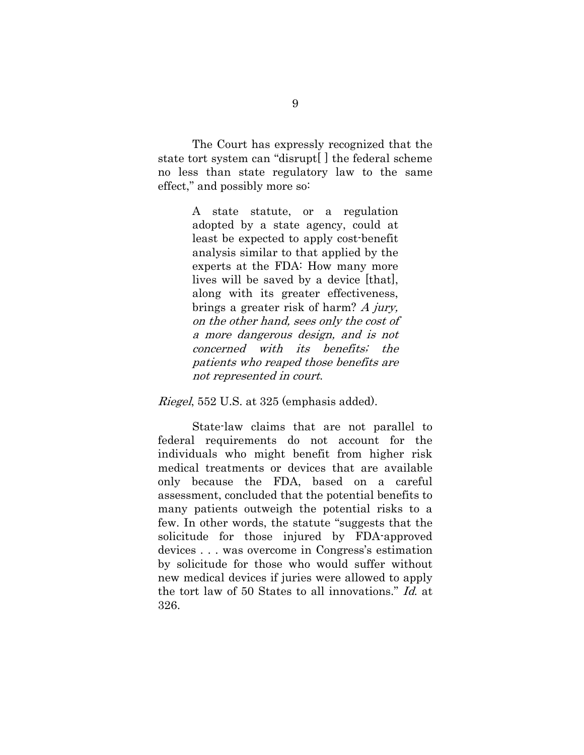The Court has expressly recognized that the state tort system can "disrupt[ ] the federal scheme no less than state regulatory law to the same effect," and possibly more so:

> A state statute, or a regulation adopted by a state agency, could at least be expected to apply cost-benefit analysis similar to that applied by the experts at the FDA: How many more lives will be saved by a device [that], along with its greater effectiveness, brings a greater risk of harm? *A jury, on the other hand, sees only the cost of a more dangerous design, and is not concerned with its benefits; the patients who reaped those benefits are not represented in court*.

*Riegel*, 552 U.S. at 325 (emphasis added).

State-law claims that are not parallel to federal requirements do not account for the individuals who might benefit from higher risk medical treatments or devices that are available only because the FDA, based on a careful assessment, concluded that the potential benefits to many patients outweigh the potential risks to a few. In other words, the statute "suggests that the solicitude for those injured by FDA-approved devices . . . was overcome in Congress's estimation by solicitude for those who would suffer without new medical devices if juries were allowed to apply the tort law of 50 States to all innovations." *Id.* at 326.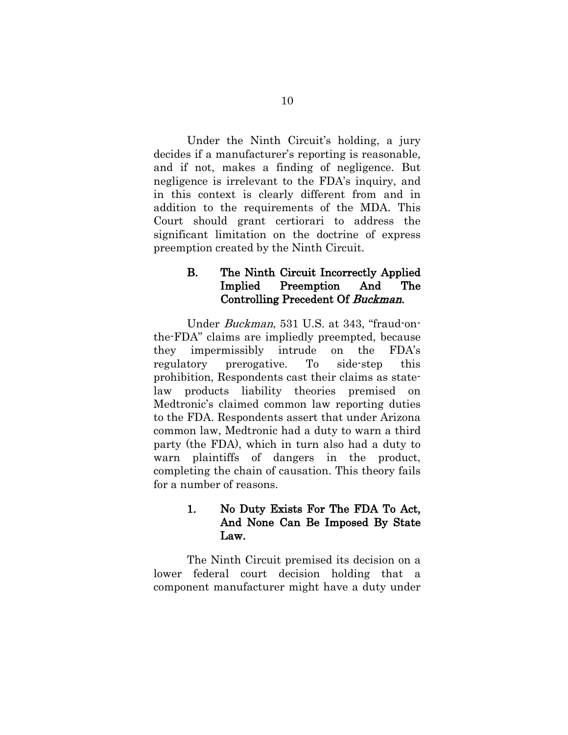Under the Ninth Circuit's holding, a jury decides if a manufacturer's reporting is reasonable, and if not, makes a finding of negligence. But negligence is irrelevant to the FDA's inquiry, and in this context is clearly different from and in addition to the requirements of the MDA. This Court should grant certiorari to address the significant limitation on the doctrine of express preemption created by the Ninth Circuit.

### B. The Ninth Circuit Incorrectly Applied Implied Preemption And The Controlling Precedent Of *Buckman*.

Under *Buckman*, 531 U.S. at 343, "fraud-on-the-FDA" claims are impliedly preempted, because they impermissibly intrude on the FDA's regulatory prerogative. To side-step this prohibition, Respondents cast their claims as state-law products liability theories premised on Medtronic's claimed common law reporting duties to the FDA. Respondents assert that under Arizona common law, Medtronic had a duty to warn a third party (the FDA), which in turn also had a duty to warn plaintiffs of dangers in the product, completing the chain of causation. This theory fails for a number of reasons.

#### 1. No Duty Exists For The FDA To Act, And None Can Be Imposed By State Law.

The Ninth Circuit premised its decision on a lower federal court decision holding that a component manufacturer might have a duty under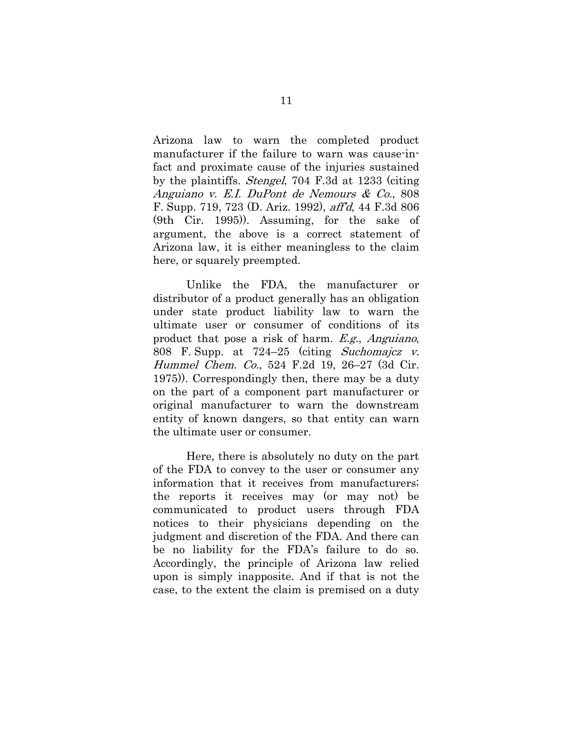Arizona law to warn the completed product manufacturer if the failure to warn was cause-in-fact and proximate cause of the injuries sustained by the plaintiffs. *Stengel*, 704 F.3d at 1233 (citing *Anguiano v. E.I. DuPont de Nemours & Co.*, 808 F. Supp. 719, 723 (D. Ariz. 1992), *aff'd*, 44 F.3d 806 (9th Cir. 1995)). Assuming, for the sake of argument, the above is a correct statement of Arizona law, it is either meaningless to the claim here, or squarely preempted.

Unlike the FDA, the manufacturer or distributor of a product generally has an obligation under state product liability law to warn the ultimate user or consumer of conditions of its product that pose a risk of harm. *E.g.*, *Anguiano*, 808 F. Supp. at 724–25 (citing *Suchomajcz v. Hummel Chem. Co.*, 524 F.2d 19, 26–27 (3d Cir. 1975)). Correspondingly then, there may be a duty on the part of a component part manufacturer or original manufacturer to warn the downstream entity of known dangers, so that entity can warn the ultimate user or consumer.

Here, there is absolutely no duty on the part of the FDA to convey to the user or consumer any information that it receives from manufacturers; the reports it receives may (or may not) be communicated to product users through FDA notices to their physicians depending on the judgment and discretion of the FDA. And there can be no liability for the FDA's failure to do so. Accordingly, the principle of Arizona law relied upon is simply inapposite. And if that is not the case, to the extent the claim is premised on a duty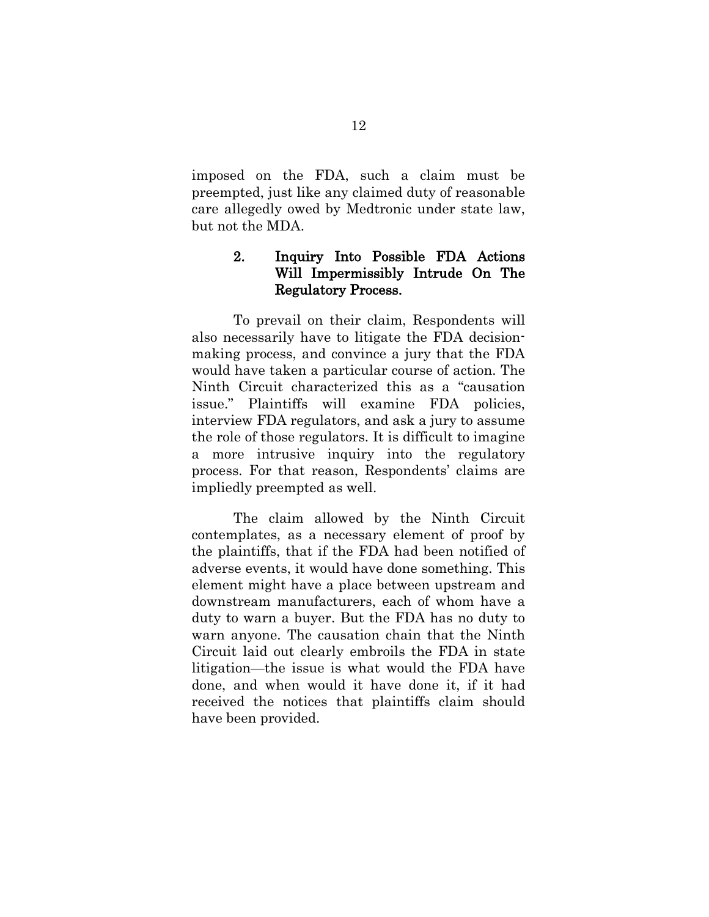imposed on the FDA, such a claim must be preempted, just like any claimed duty of reasonable care allegedly owed by Medtronic under state law, but not the MDA.

### 2. Inquiry Into Possible FDA Actions Will Impermissibly Intrude On The Regulatory Process.

To prevail on their claim, Respondents will also necessarily have to litigate the FDA decision-making process, and convince a jury that the FDA would have taken a particular course of action. The Ninth Circuit characterized this as a "causation issue." Plaintiffs will examine FDA policies, interview FDA regulators, and ask a jury to assume the role of those regulators. It is difficult to imagine a more intrusive inquiry into the regulatory process. For that reason, Respondents' claims are impliedly preempted as well.

The claim allowed by the Ninth Circuit contemplates, as a necessary element of proof by the plaintiffs, that if the FDA had been notified of adverse events, it would have done something. This element might have a place between upstream and downstream manufacturers, each of whom have a duty to warn a buyer. But the FDA has no duty to warn anyone. The causation chain that the Ninth Circuit laid out clearly embroils the FDA in state litigation—the issue is what would the FDA have done, and when would it have done it, if it had received the notices that plaintiffs claim should have been provided.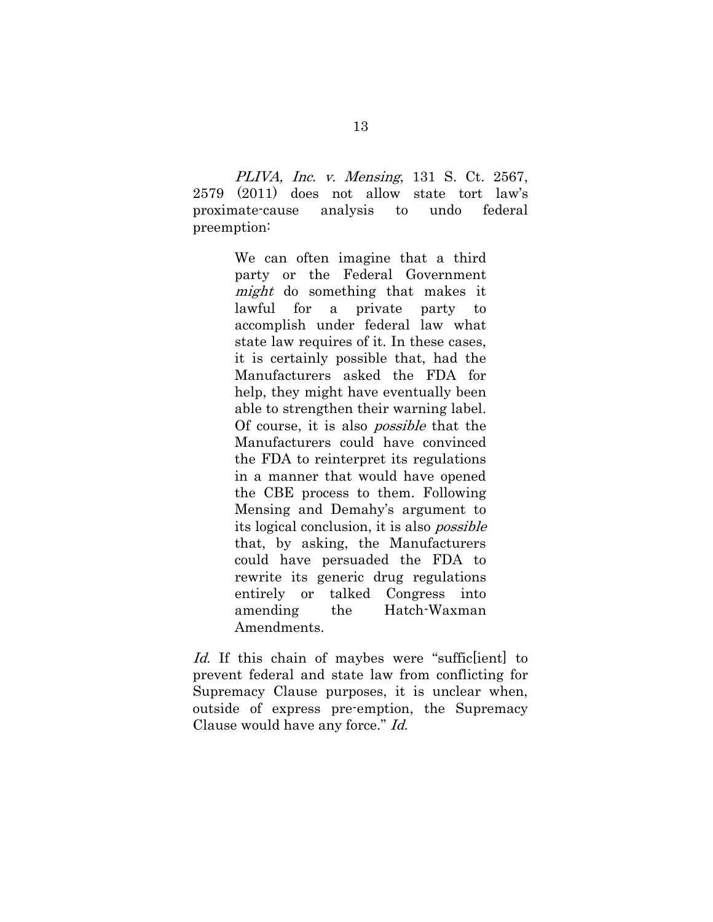*PLIVA, Inc. v. Mensing*, 131 S. Ct. 2567, 2579 (2011) does not allow state tort law's proximate-cause analysis to undo federal preemption:

> We can often imagine that a third party or the Federal Government *might* do something that makes it lawful for a private party to accomplish under federal law what state law requires of it. In these cases, it is certainly possible that, had the Manufacturers asked the FDA for help, they might have eventually been able to strengthen their warning label. Of course, it is also *possible* that the Manufacturers could have convinced the FDA to reinterpret its regulations in a manner that would have opened the CBE process to them. Following Mensing and Demahy's argument to its logical conclusion, it is also *possible* that, by asking, the Manufacturers could have persuaded the FDA to rewrite its generic drug regulations entirely or talked Congress into amending the Hatch-Waxman Amendments.

*Id.* If this chain of maybes were "suffic[ient] to prevent federal and state law from conflicting for Supremacy Clause purposes, it is unclear when, outside of express pre-emption, the Supremacy Clause would have any force." *Id.*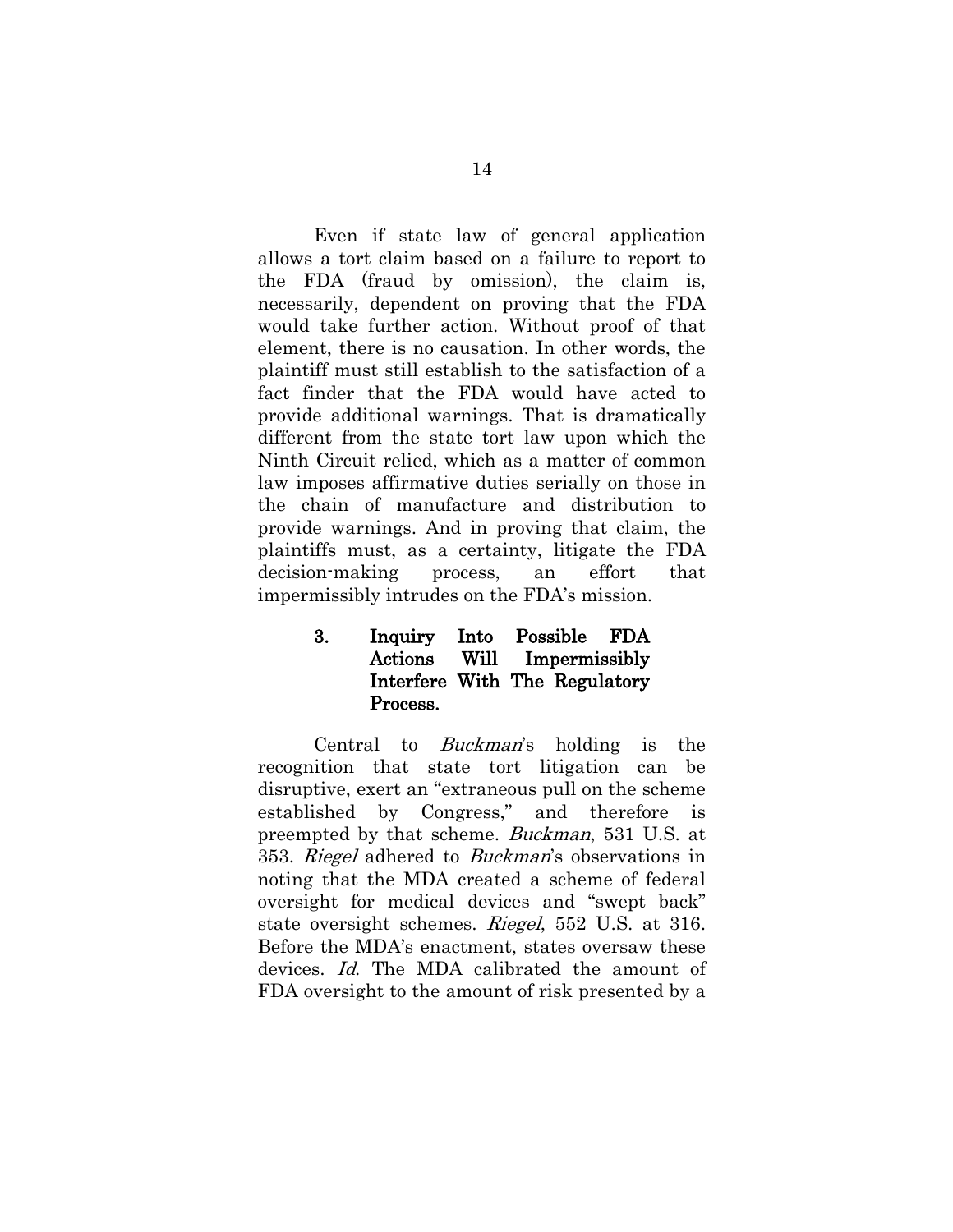Even if state law of general application allows a tort claim based on a failure to report to the FDA (fraud by omission), the claim is, necessarily, dependent on proving that the FDA would take further action. Without proof of that element, there is no causation. In other words, the plaintiff must still establish to the satisfaction of a fact finder that the FDA would have acted to provide additional warnings. That is dramatically different from the state tort law upon which the Ninth Circuit relied, which as a matter of common law imposes affirmative duties serially on those in the chain of manufacture and distribution to provide warnings. And in proving that claim, the plaintiffs must, as a certainty, litigate the FDA decision-making process, an effort that impermissibly intrudes on the FDA's mission.

### 3. Inquiry Into Possible FDA Actions Will Impermissibly Interfere With The Regulatory Process.

Central to *Buckman*'s holding is the recognition that state tort litigation can be disruptive, exert an "extraneous pull on the scheme established by Congress," and therefore is preempted by that scheme. *Buckman*, 531 U.S. at 353. *Riegel* adhered to *Buckman*'s observations in noting that the MDA created a scheme of federal oversight for medical devices and "swept back" state oversight schemes. *Riegel*, 552 U.S. at 316. Before the MDA's enactment, states oversaw these devices. *Id*. The MDA calibrated the amount of FDA oversight to the amount of risk presented by a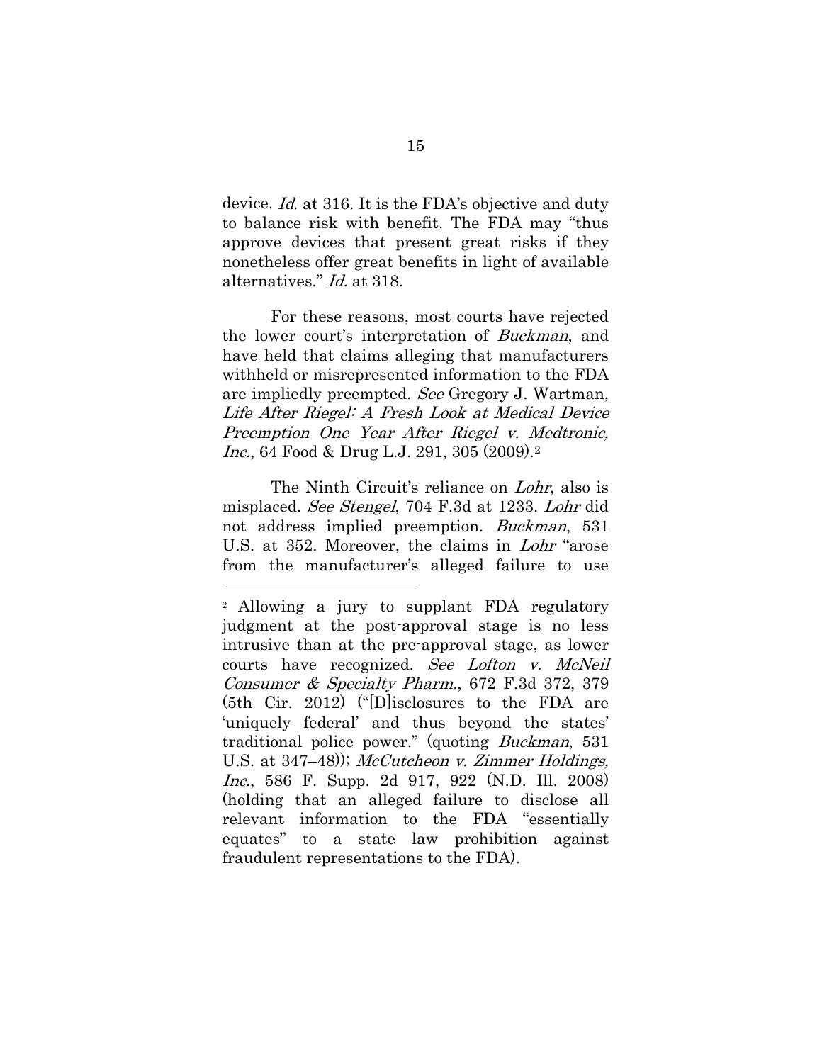device. *Id.* at 316. It is the FDA's objective and duty to balance risk with benefit. The FDA may "thus approve devices that present great risks if they nonetheless offer great benefits in light of available alternatives." *Id.* at 318.

For these reasons, most courts have rejected the lower court's interpretation of *Buckman*, and have held that claims alleging that manufacturers withheld or misrepresented information to the FDA are impliedly preempted. *See* Gregory J. Wartman, *Life After Riegel: A Fresh Look at Medical Device Preemption One Year After Riegel v. Medtronic, Inc.*, 64 Food & Drug L.J. 291, 305 (2009).[2]

The Ninth Circuit's reliance on *Lohr*, also is misplaced. *See Stengel*, 704 F.3d at 1233. *Lohr* did not address implied preemption. *Buckman*, 531 U.S. at 352. Moreover, the claims in *Lohr* "arose from the manufacturer's alleged failure to use

---

[2] Allowing a jury to supplant FDA regulatory judgment at the post-approval stage is no less intrusive than at the pre-approval stage, as lower courts have recognized. *See Lofton v. McNeil Consumer & Specialty Pharm.*, 672 F.3d 372, 379 (5th Cir. 2012) ("[D]isclosures to the FDA are 'uniquely federal' and thus beyond the states' traditional police power." (quoting *Buckman*, 531 U.S. at 347–48)); *McCutcheon v. Zimmer Holdings, Inc.*, 586 F. Supp. 2d 917, 922 (N.D. Ill. 2008) (holding that an alleged failure to disclose all relevant information to the FDA "essentially equates" to a state law prohibition against fraudulent representations to the FDA).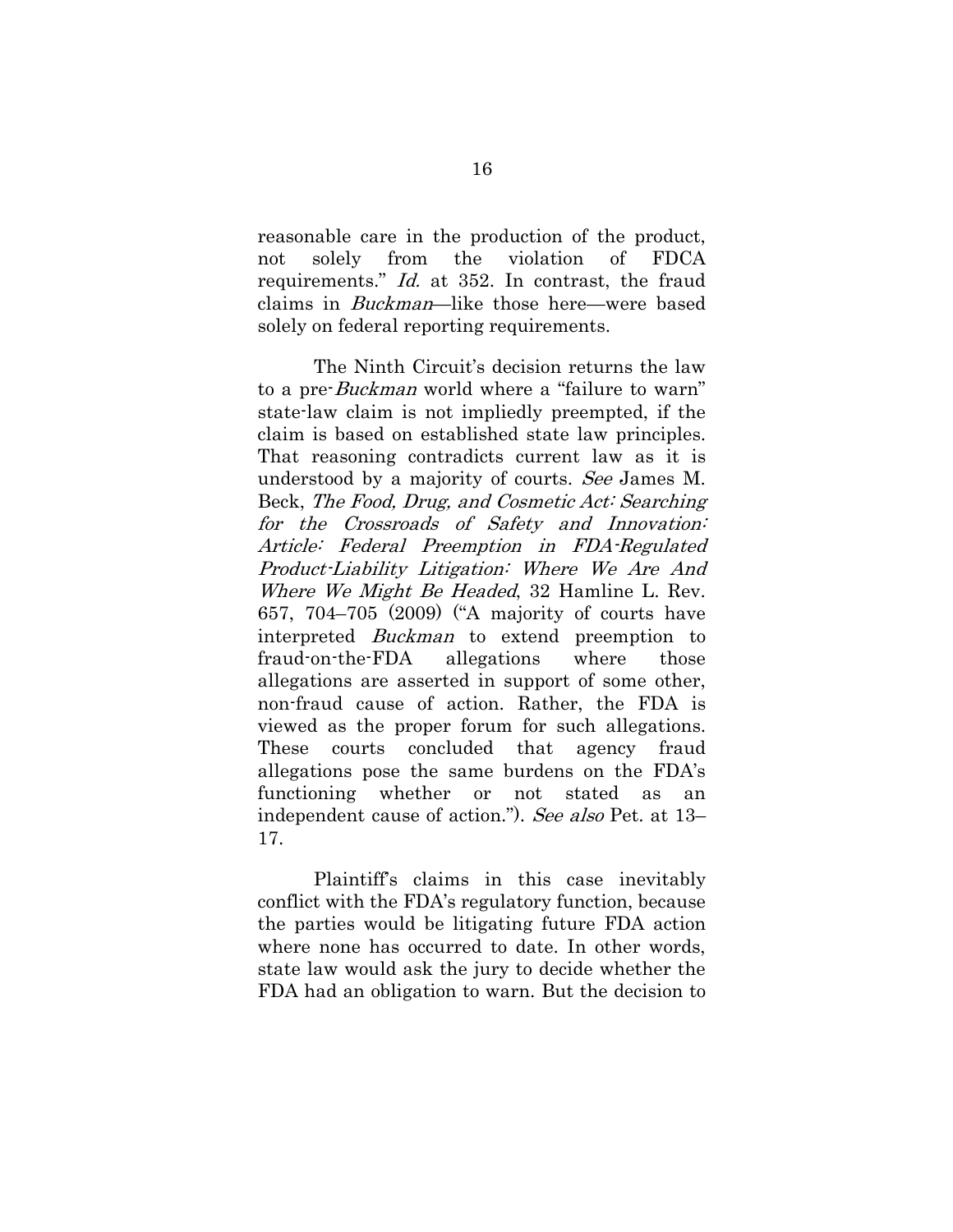reasonable care in the production of the product, not solely from the violation of FDCA requirements." *Id.* at 352. In contrast, the fraud claims in *Buckman*—like those here—were based solely on federal reporting requirements.

The Ninth Circuit's decision returns the law to a pre-*Buckman* world where a "failure to warn" state-law claim is not impliedly preempted, if the claim is based on established state law principles. That reasoning contradicts current law as it is understood by a majority of courts. *See* James M. Beck, *The Food, Drug, and Cosmetic Act: Searching for the Crossroads of Safety and Innovation: Article: Federal Preemption in FDA-Regulated Product-Liability Litigation: Where We Are And Where We Might Be Headed*, 32 Hamline L. Rev. 657, 704–705 (2009) ("A majority of courts have interpreted *Buckman* to extend preemption to fraud-on-the-FDA allegations where those allegations are asserted in support of some other, non-fraud cause of action. Rather, the FDA is viewed as the proper forum for such allegations. These courts concluded that agency fraud allegations pose the same burdens on the FDA's functioning whether or not stated as an independent cause of action."). *See also* Pet. at 13–17.

Plaintiff's claims in this case inevitably conflict with the FDA's regulatory function, because the parties would be litigating future FDA action where none has occurred to date. In other words, state law would ask the jury to decide whether the FDA had an obligation to warn. But the decision to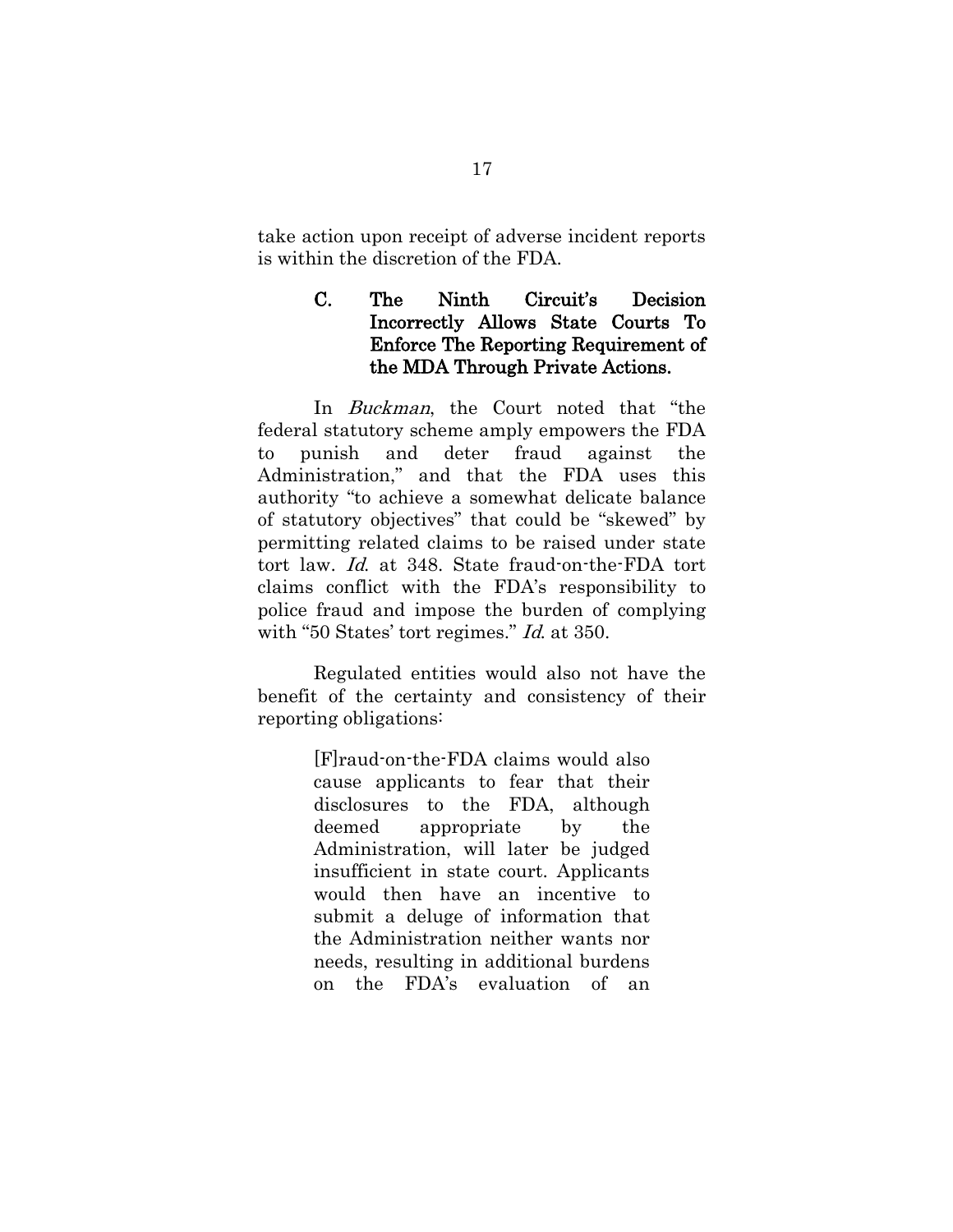take action upon receipt of adverse incident reports is within the discretion of the FDA.

### C. The Ninth Circuit's Decision Incorrectly Allows State Courts To Enforce The Reporting Requirement of the MDA Through Private Actions.

In *Buckman*, the Court noted that "the federal statutory scheme amply empowers the FDA to punish and deter fraud against the Administration," and that the FDA uses this authority "to achieve a somewhat delicate balance of statutory objectives" that could be "skewed" by permitting related claims to be raised under state tort law. *Id.* at 348. State fraud-on-the-FDA tort claims conflict with the FDA's responsibility to police fraud and impose the burden of complying with "50 States' tort regimes." *Id.* at 350.

Regulated entities would also not have the benefit of the certainty and consistency of their reporting obligations:

> [F]raud-on-the-FDA claims would also cause applicants to fear that their disclosures to the FDA, although deemed appropriate by the Administration, will later be judged insufficient in state court. Applicants would then have an incentive to submit a deluge of information that the Administration neither wants nor needs, resulting in additional burdens on the FDA's evaluation of an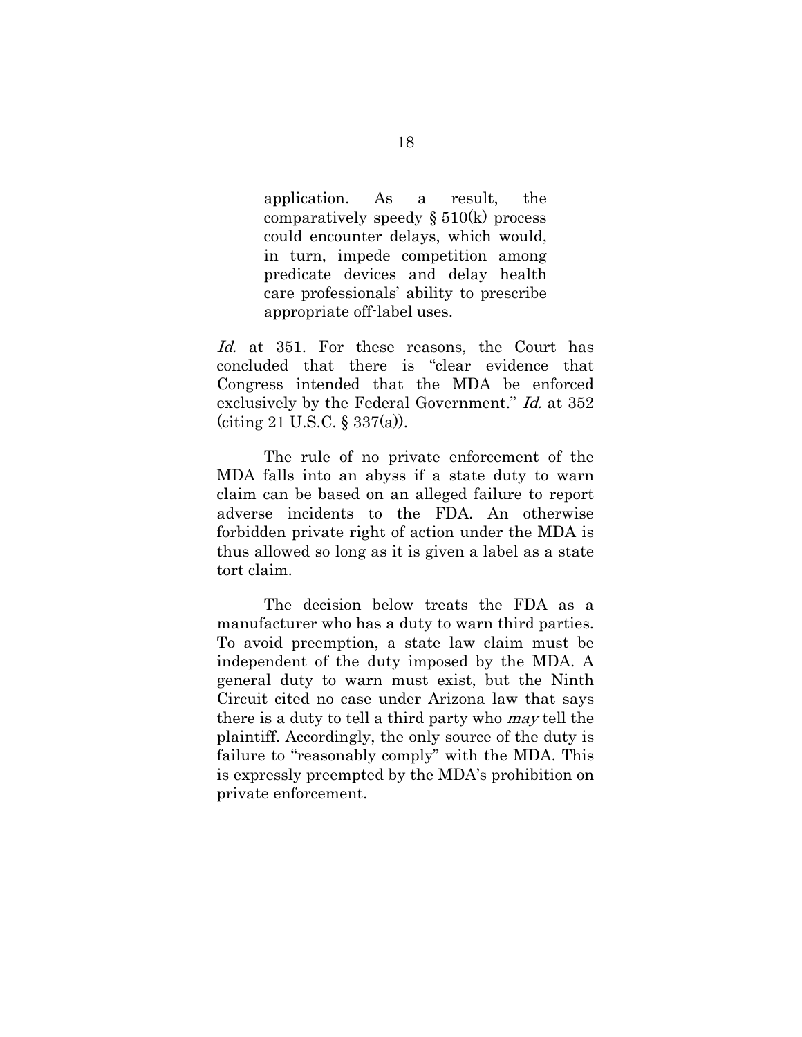> application. As a result, the comparatively speedy § 510(k) process could encounter delays, which would, in turn, impede competition among predicate devices and delay health care professionals' ability to prescribe appropriate off-label uses.

*Id.* at 351. For these reasons, the Court has concluded that there is "clear evidence that Congress intended that the MDA be enforced exclusively by the Federal Government." *Id.* at 352 (citing 21 U.S.C. § 337(a)).

The rule of no private enforcement of the MDA falls into an abyss if a state duty to warn claim can be based on an alleged failure to report adverse incidents to the FDA. An otherwise forbidden private right of action under the MDA is thus allowed so long as it is given a label as a state tort claim.

The decision below treats the FDA as a manufacturer who has a duty to warn third parties. To avoid preemption, a state law claim must be independent of the duty imposed by the MDA. A general duty to warn must exist, but the Ninth Circuit cited no case under Arizona law that says there is a duty to tell a third party who *may* tell the plaintiff. Accordingly, the only source of the duty is failure to "reasonably comply" with the MDA. This is expressly preempted by the MDA's prohibition on private enforcement.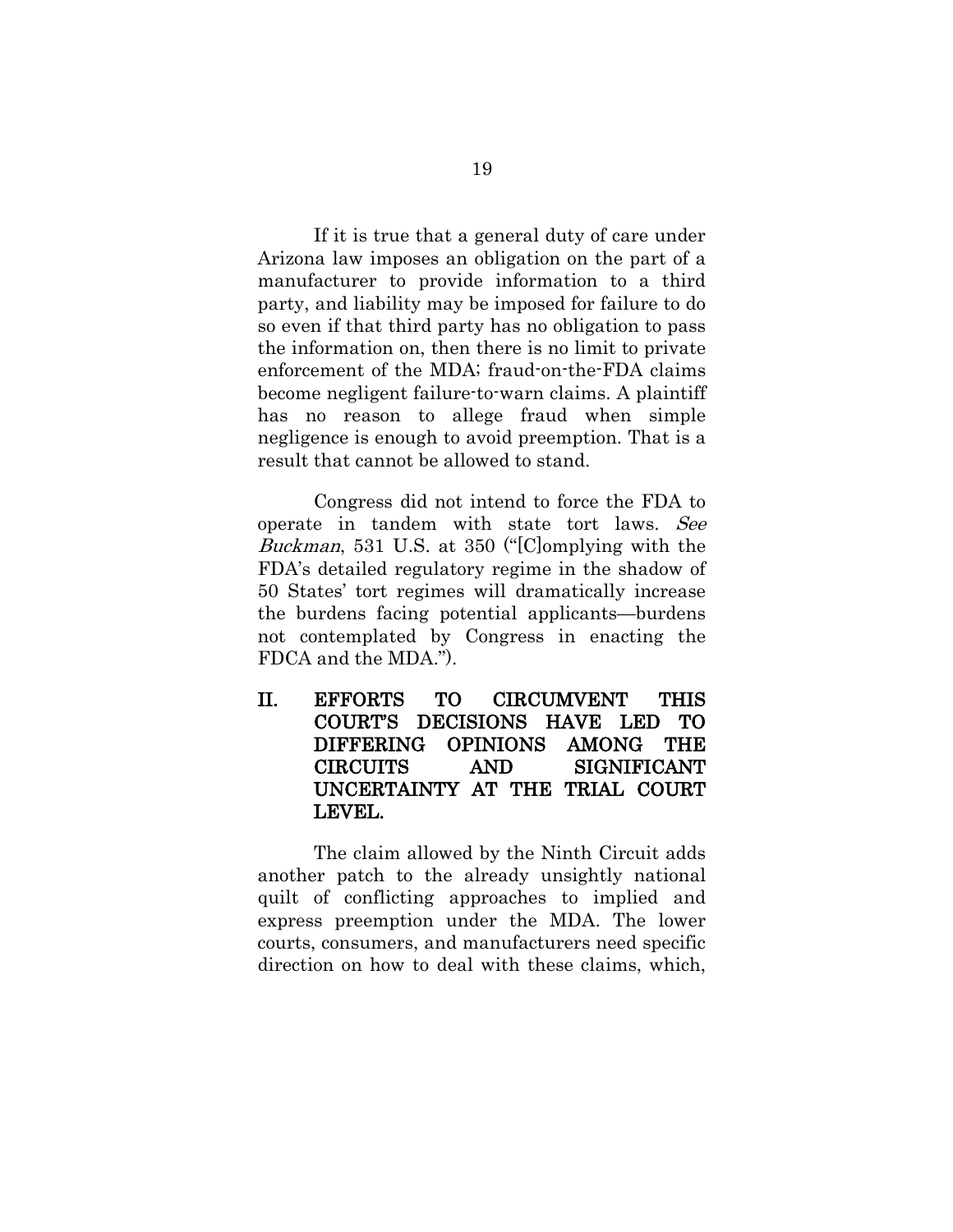If it is true that a general duty of care under Arizona law imposes an obligation on the part of a manufacturer to provide information to a third party, and liability may be imposed for failure to do so even if that third party has no obligation to pass the information on, then there is no limit to private enforcement of the MDA; fraud-on-the-FDA claims become negligent failure-to-warn claims. A plaintiff has no reason to allege fraud when simple negligence is enough to avoid preemption. That is a result that cannot be allowed to stand.

Congress did not intend to force the FDA to operate in tandem with state tort laws. *See Buckman*, 531 U.S. at 350 ("[C]omplying with the FDA's detailed regulatory regime in the shadow of 50 States' tort regimes will dramatically increase the burdens facing potential applicants—burdens not contemplated by Congress in enacting the FDCA and the MDA.").

## II. EFFORTS TO CIRCUMVENT THIS COURT'S DECISIONS HAVE LED TO DIFFERING OPINIONS AMONG THE CIRCUITS AND SIGNIFICANT UNCERTAINTY AT THE TRIAL COURT LEVEL.

The claim allowed by the Ninth Circuit adds another patch to the already unsightly national quilt of conflicting approaches to implied and express preemption under the MDA. The lower courts, consumers, and manufacturers need specific direction on how to deal with these claims, which,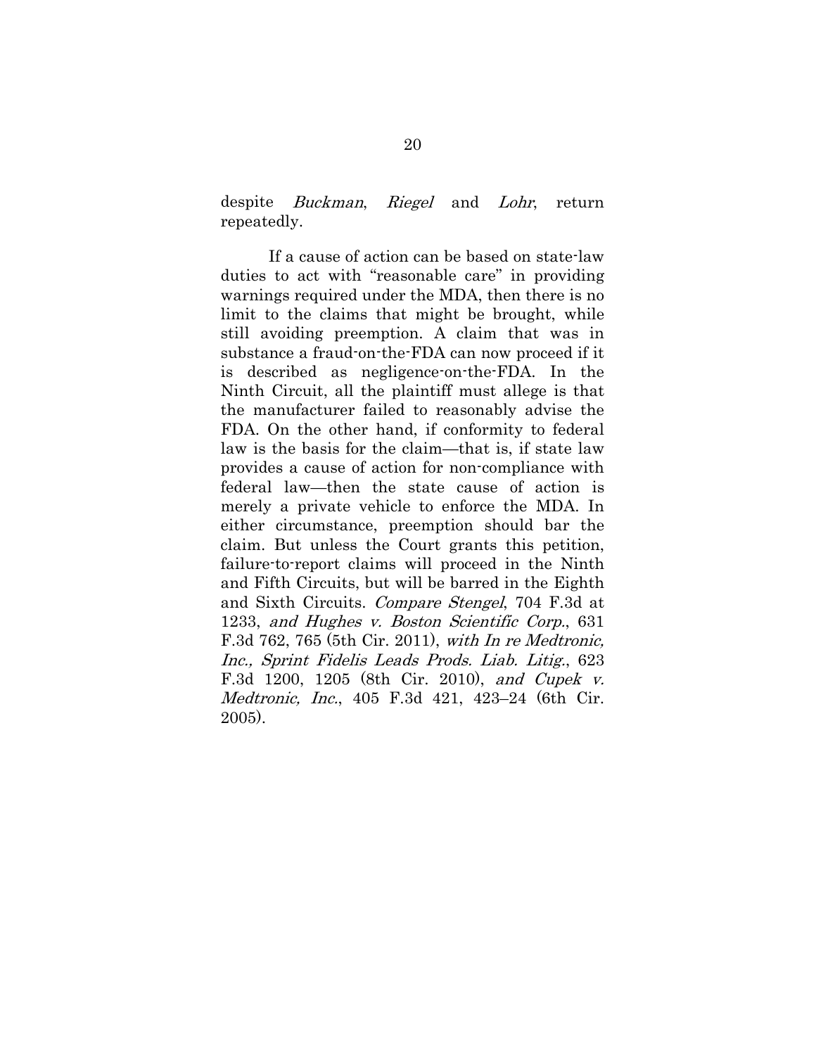despite *Buckman*, *Riegel* and *Lohr*, return repeatedly.

If a cause of action can be based on state-law duties to act with "reasonable care" in providing warnings required under the MDA, then there is no limit to the claims that might be brought, while still avoiding preemption. A claim that was in substance a fraud-on-the-FDA can now proceed if it is described as negligence-on-the-FDA. In the Ninth Circuit, all the plaintiff must allege is that the manufacturer failed to reasonably advise the FDA. On the other hand, if conformity to federal law is the basis for the claim—that is, if state law provides a cause of action for non-compliance with federal law—then the state cause of action is merely a private vehicle to enforce the MDA. In either circumstance, preemption should bar the claim. But unless the Court grants this petition, failure-to-report claims will proceed in the Ninth and Fifth Circuits, but will be barred in the Eighth and Sixth Circuits. *Compare Stengel*, 704 F.3d at 1233, *and Hughes v. Boston Scientific Corp.*, 631 F.3d 762, 765 (5th Cir. 2011), *with In re Medtronic, Inc., Sprint Fidelis Leads Prods. Liab. Litig.*, 623 F.3d 1200, 1205 (8th Cir. 2010), *and Cupek v. Medtronic, Inc.*, 405 F.3d 421, 423–24 (6th Cir. 2005).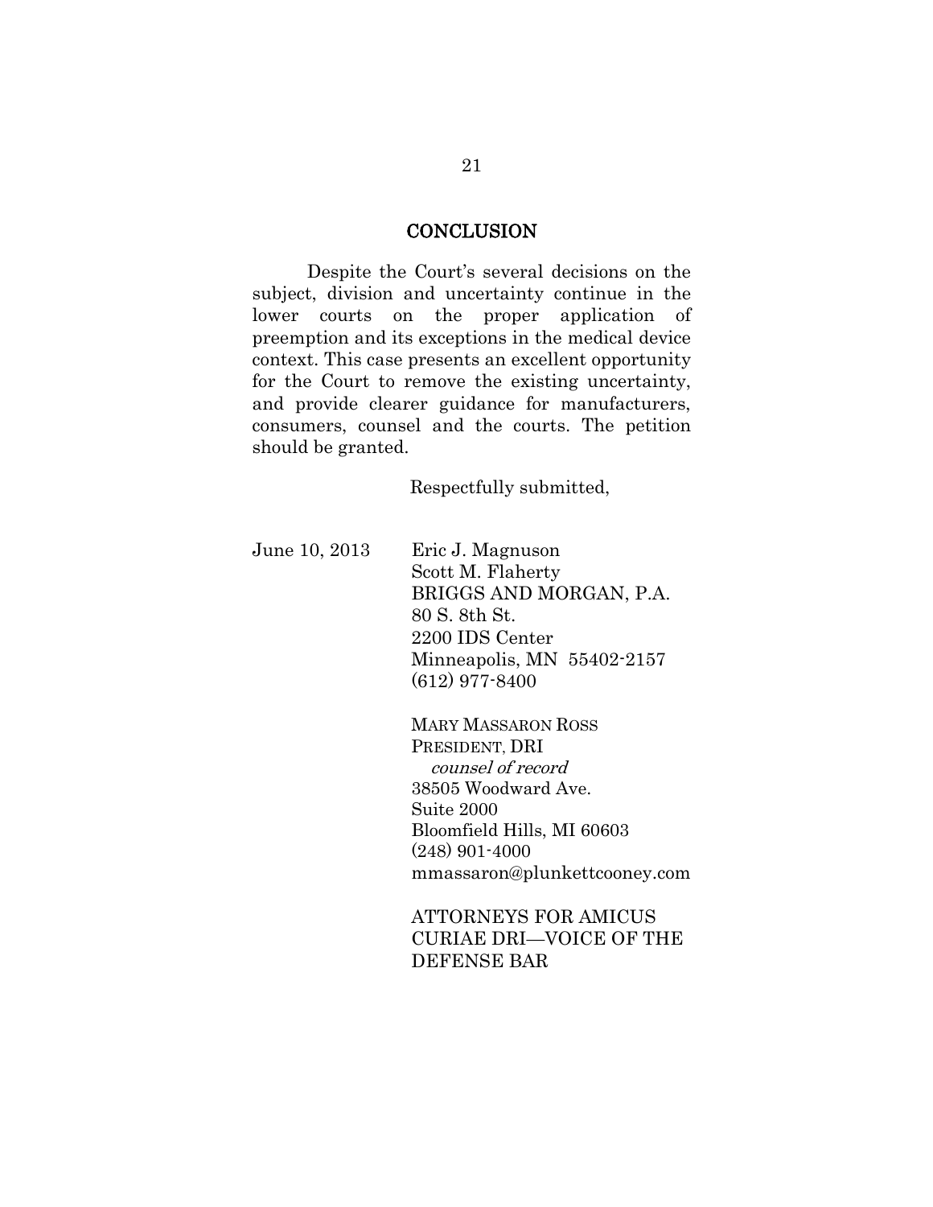## CONCLUSION

Despite the Court's several decisions on the subject, division and uncertainty continue in the lower courts on the proper application of preemption and its exceptions in the medical device context. This case presents an excellent opportunity for the Court to remove the existing uncertainty, and provide clearer guidance for manufacturers, consumers, counsel and the courts. The petition should be granted.

Respectfully submitted,

June 10, 2013

Eric J. Magnuson
Scott M. Flaherty
BRIGGS AND MORGAN, P.A.
80 S. 8th St.
2200 IDS Center
Minneapolis, MN 55402-2157
(612) 977-8400

MARY MASSARON ROSS
PRESIDENT, DRI
*counsel of record*
38505 Woodward Ave.
Suite 2000
Bloomfield Hills, MI 60603
(248) 901-4000
mmassaron@plunkettcooney.com

ATTORNEYS FOR AMICUS CURIAE DRI—VOICE OF THE DEFENSE BAR